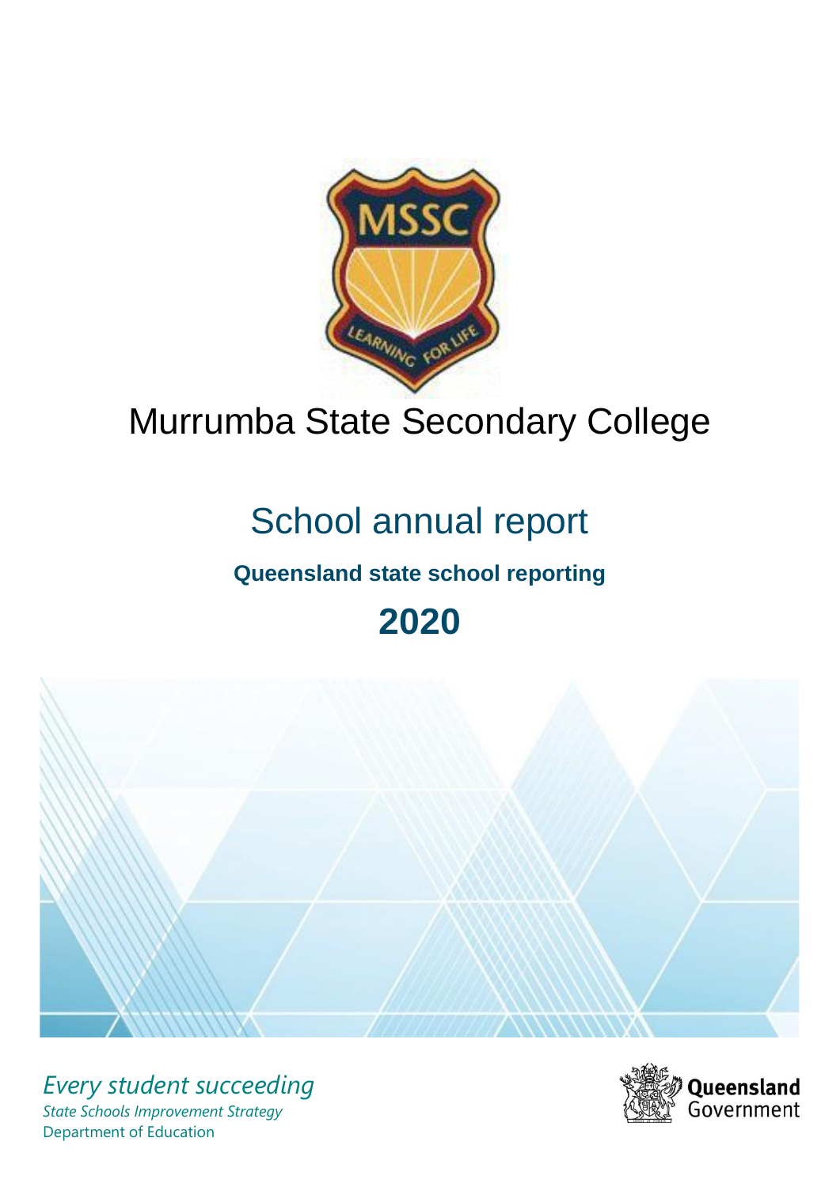# Murrumba State Secondary College

## School annual report

### Queensland state school reporting

## 2020

*Every student succeeding*

*State Schools Improvement Strategy*

Department of Education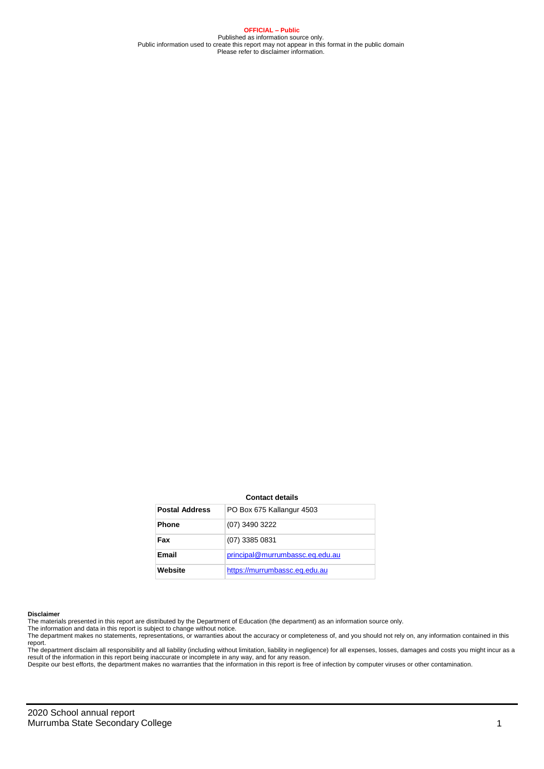**OFFICIAL – Public**
Published as information source only.
Public information used to create this report may not appear in this format in the public domain
Please refer to disclaimer information.

**Contact details**

| **Postal Address** | PO Box 675 Kallangur 4503 |
|---|---|
| **Phone** | (07) 3490 3222 |
| **Fax** | (07) 3385 0831 |
| **Email** | principal@murrumbassc.eq.edu.au |
| **Website** | https://murrumbassc.eq.edu.au |

**Disclaimer**

The materials presented in this report are distributed by the Department of Education (the department) as an information source only.

The information and data in this report is subject to change without notice.

The department makes no statements, representations, or warranties about the accuracy or completeness of, and you should not rely on, any information contained in this report.

The department disclaim all responsibility and all liability (including without limitation, liability in negligence) for all expenses, losses, damages and costs you might incur as a result of the information in this report being inaccurate or incomplete in any way, and for any reason.

Despite our best efforts, the department makes no warranties that the information in this report is free of infection by computer viruses or other contamination.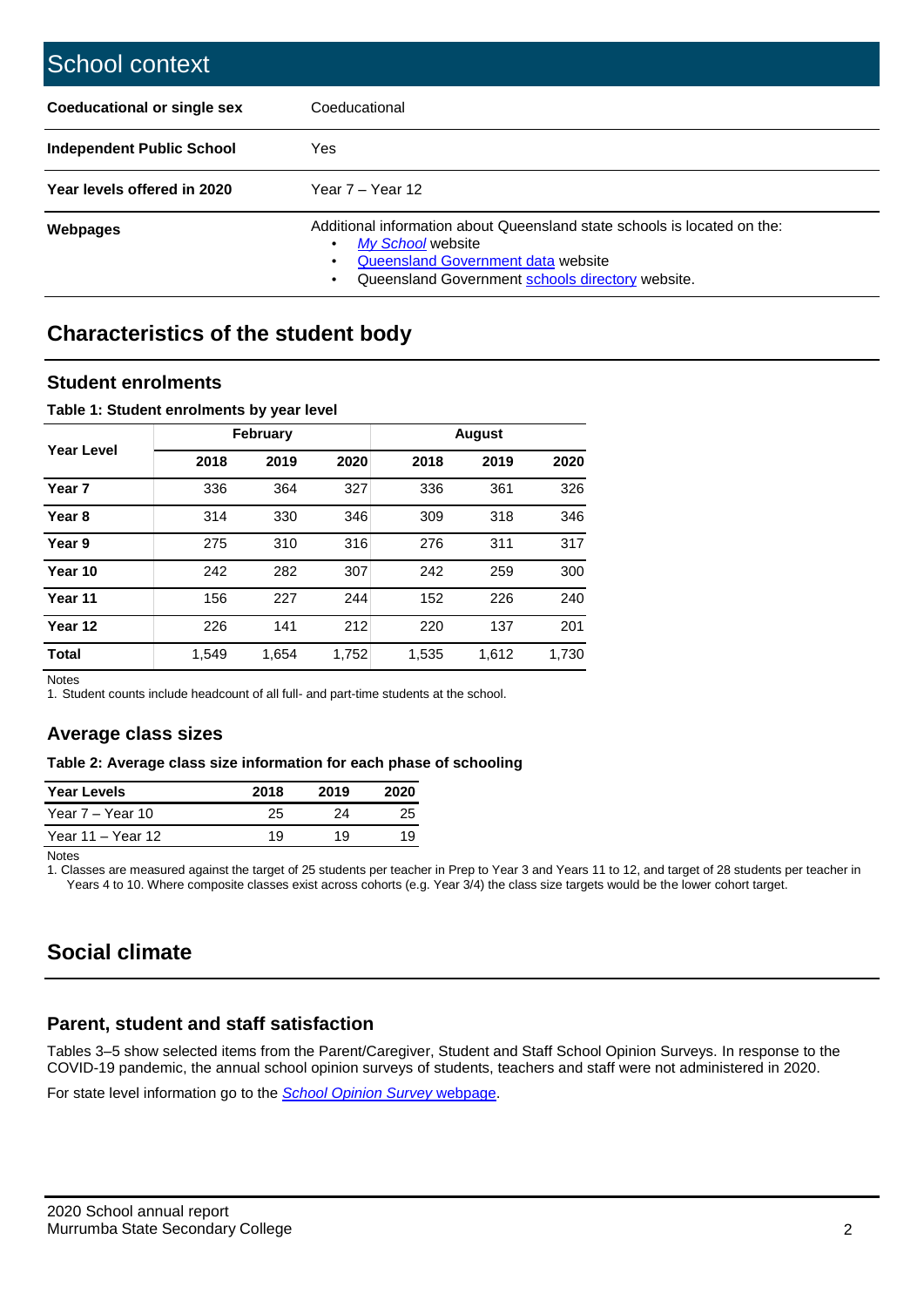# School context

| | |
|---|---|
| **Coeducational or single sex** | Coeducational |
| **Independent Public School** | Yes |
| **Year levels offered in 2020** | Year 7 – Year 12 |
| **Webpages** | Additional information about Queensland state schools is located on the: • *My School* website • Queensland Government data website • Queensland Government schools directory website. |

## Characteristics of the student body

### Student enrolments

**Table 1: Student enrolments by year level**

| Year Level | February | | | August | | |
|---|---|---|---|---|---|---|
| | 2018 | 2019 | 2020 | 2018 | 2019 | 2020 |
| **Year 7** | 336 | 364 | 327 | 336 | 361 | 326 |
| **Year 8** | 314 | 330 | 346 | 309 | 318 | 346 |
| **Year 9** | 275 | 310 | 316 | 276 | 311 | 317 |
| **Year 10** | 242 | 282 | 307 | 242 | 259 | 300 |
| **Year 11** | 156 | 227 | 244 | 152 | 226 | 240 |
| **Year 12** | 226 | 141 | 212 | 220 | 137 | 201 |
| **Total** | 1,549 | 1,654 | 1,752 | 1,535 | 1,612 | 1,730 |

Notes
1. Student counts include headcount of all full- and part-time students at the school.

### Average class sizes

**Table 2: Average class size information for each phase of schooling**

| Year Levels | 2018 | 2019 | 2020 |
|---|---|---|---|
| Year 7 – Year 10 | 25 | 24 | 25 |
| Year 11 – Year 12 | 19 | 19 | 19 |

Notes
1. Classes are measured against the target of 25 students per teacher in Prep to Year 3 and Years 11 to 12, and target of 28 students per teacher in Years 4 to 10. Where composite classes exist across cohorts (e.g. Year 3/4) the class size targets would be the lower cohort target.

## Social climate

### Parent, student and staff satisfaction

Tables 3–5 show selected items from the Parent/Caregiver, Student and Staff School Opinion Surveys. In response to the COVID-19 pandemic, the annual school opinion surveys of students, teachers and staff were not administered in 2020.

For state level information go to the *School Opinion Survey* webpage.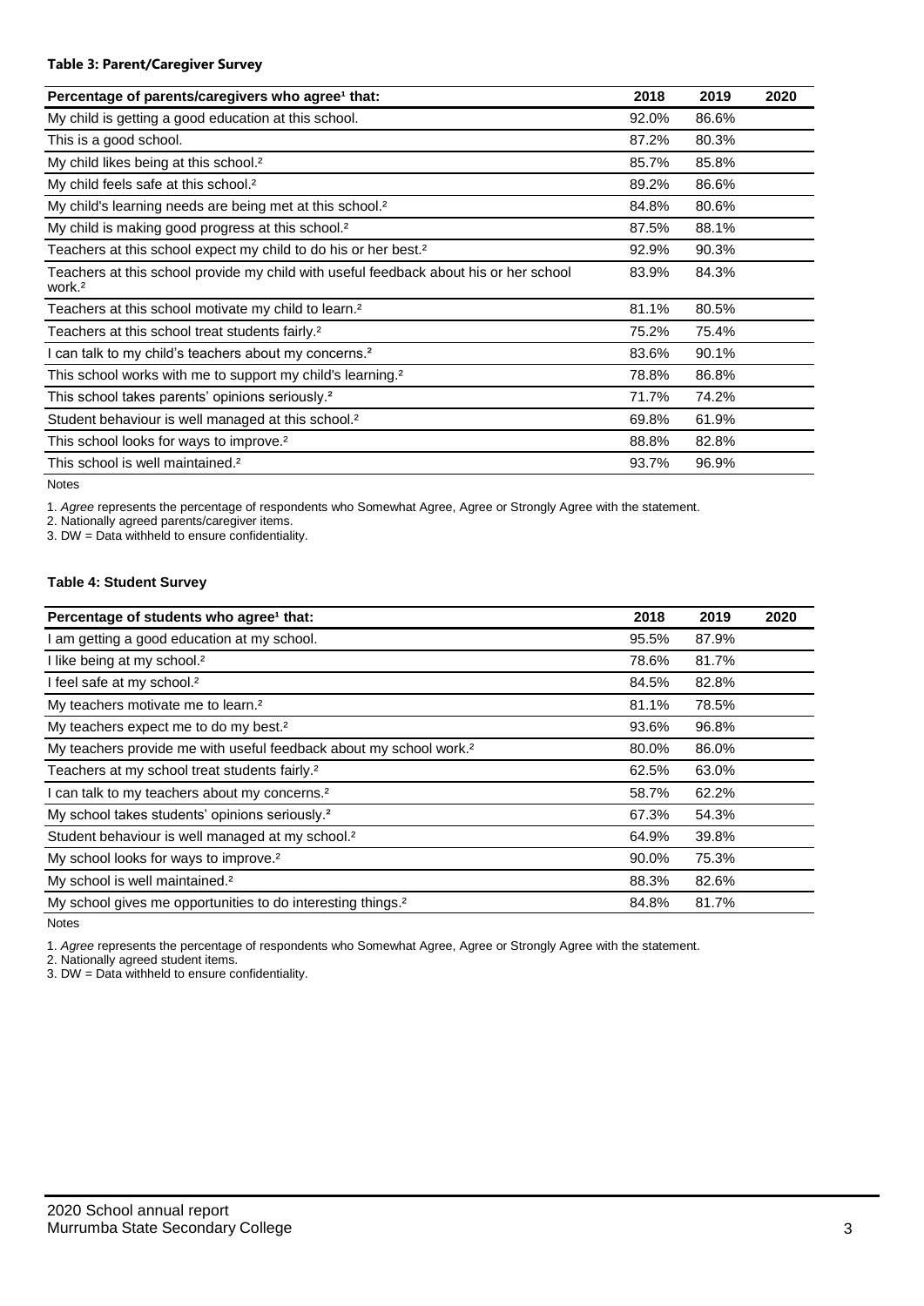**Table 3: Parent/Caregiver Survey**

| Percentage of parents/caregivers who agree[1] that: | 2018 | 2019 | 2020 |
|---|---|---|---|
| My child is getting a good education at this school. | 92.0% | 86.6% | |
| This is a good school. | 87.2% | 80.3% | |
| My child likes being at this school.[2] | 85.7% | 85.8% | |
| My child feels safe at this school.[2] | 89.2% | 86.6% | |
| My child's learning needs are being met at this school.[2] | 84.8% | 80.6% | |
| My child is making good progress at this school.[2] | 87.5% | 88.1% | |
| Teachers at this school expect my child to do his or her best.[2] | 92.9% | 90.3% | |
| Teachers at this school provide my child with useful feedback about his or her school work.[2] | 83.9% | 84.3% | |
| Teachers at this school motivate my child to learn.[2] | 81.1% | 80.5% | |
| Teachers at this school treat students fairly.[2] | 75.2% | 75.4% | |
| I can talk to my child's teachers about my concerns.[2] | 83.6% | 90.1% | |
| This school works with me to support my child's learning.[2] | 78.8% | 86.8% | |
| This school takes parents' opinions seriously.[2] | 71.7% | 74.2% | |
| Student behaviour is well managed at this school.[2] | 69.8% | 61.9% | |
| This school looks for ways to improve.[2] | 88.8% | 82.8% | |
| This school is well maintained.[2] | 93.7% | 96.9% | |

Notes

1. *Agree* represents the percentage of respondents who Somewhat Agree, Agree or Strongly Agree with the statement.
2. Nationally agreed parents/caregiver items.
3. DW = Data withheld to ensure confidentiality.

**Table 4: Student Survey**

| Percentage of students who agree[1] that: | 2018 | 2019 | 2020 |
|---|---|---|---|
| I am getting a good education at my school. | 95.5% | 87.9% | |
| I like being at my school.[2] | 78.6% | 81.7% | |
| I feel safe at my school.[2] | 84.5% | 82.8% | |
| My teachers motivate me to learn.[2] | 81.1% | 78.5% | |
| My teachers expect me to do my best.[2] | 93.6% | 96.8% | |
| My teachers provide me with useful feedback about my school work.[2] | 80.0% | 86.0% | |
| Teachers at my school treat students fairly.[2] | 62.5% | 63.0% | |
| I can talk to my teachers about my concerns.[2] | 58.7% | 62.2% | |
| My school takes students' opinions seriously.[2] | 67.3% | 54.3% | |
| Student behaviour is well managed at my school.[2] | 64.9% | 39.8% | |
| My school looks for ways to improve.[2] | 90.0% | 75.3% | |
| My school is well maintained.[2] | 88.3% | 82.6% | |
| My school gives me opportunities to do interesting things.[2] | 84.8% | 81.7% | |

Notes

1. *Agree* represents the percentage of respondents who Somewhat Agree, Agree or Strongly Agree with the statement.
2. Nationally agreed student items.
3. DW = Data withheld to ensure confidentiality.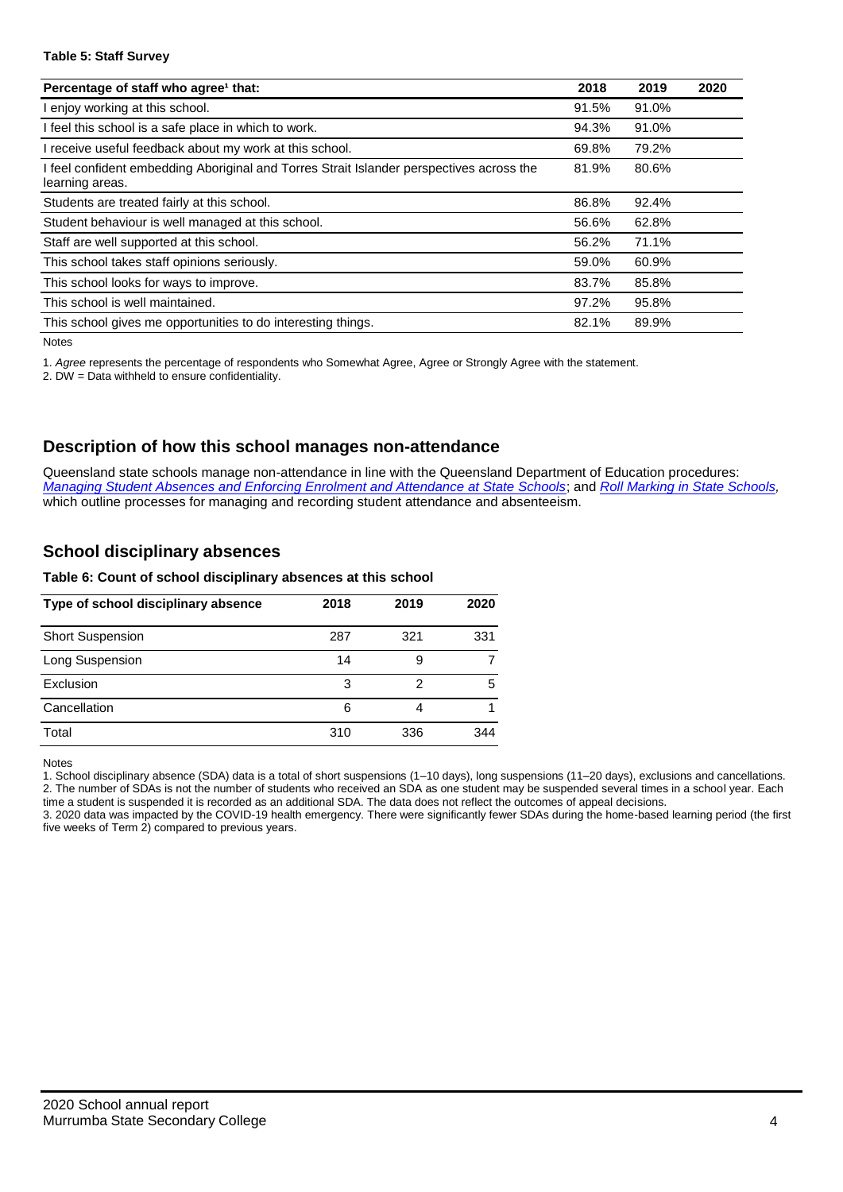**Table 5: Staff Survey**

| Percentage of staff who agree[1] that: | 2018 | 2019 | 2020 |
|---|---|---|---|
| I enjoy working at this school. | 91.5% | 91.0% | |
| I feel this school is a safe place in which to work. | 94.3% | 91.0% | |
| I receive useful feedback about my work at this school. | 69.8% | 79.2% | |
| I feel confident embedding Aboriginal and Torres Strait Islander perspectives across the learning areas. | 81.9% | 80.6% | |
| Students are treated fairly at this school. | 86.8% | 92.4% | |
| Student behaviour is well managed at this school. | 56.6% | 62.8% | |
| Staff are well supported at this school. | 56.2% | 71.1% | |
| This school takes staff opinions seriously. | 59.0% | 60.9% | |
| This school looks for ways to improve. | 83.7% | 85.8% | |
| This school is well maintained. | 97.2% | 95.8% | |
| This school gives me opportunities to do interesting things. | 82.1% | 89.9% | |

Notes

1. *Agree* represents the percentage of respondents who Somewhat Agree, Agree or Strongly Agree with the statement.

2. DW = Data withheld to ensure confidentiality.

## Description of how this school manages non-attendance

Queensland state schools manage non-attendance in line with the Queensland Department of Education procedures: *Managing Student Absences and Enforcing Enrolment and Attendance at State Schools*; and *Roll Marking in State Schools,* which outline processes for managing and recording student attendance and absenteeism.

## School disciplinary absences

**Table 6: Count of school disciplinary absences at this school**

| Type of school disciplinary absence | 2018 | 2019 | 2020 |
|---|---|---|---|
| Short Suspension | 287 | 321 | 331 |
| Long Suspension | 14 | 9 | 7 |
| Exclusion | 3 | 2 | 5 |
| Cancellation | 6 | 4 | 1 |
| Total | 310 | 336 | 344 |

Notes

1. School disciplinary absence (SDA) data is a total of short suspensions (1–10 days), long suspensions (11–20 days), exclusions and cancellations.
2. The number of SDAs is not the number of students who received an SDA as one student may be suspended several times in a school year. Each time a student is suspended it is recorded as an additional SDA. The data does not reflect the outcomes of appeal decisions.
3. 2020 data was impacted by the COVID-19 health emergency. There were significantly fewer SDAs during the home-based learning period (the first five weeks of Term 2) compared to previous years.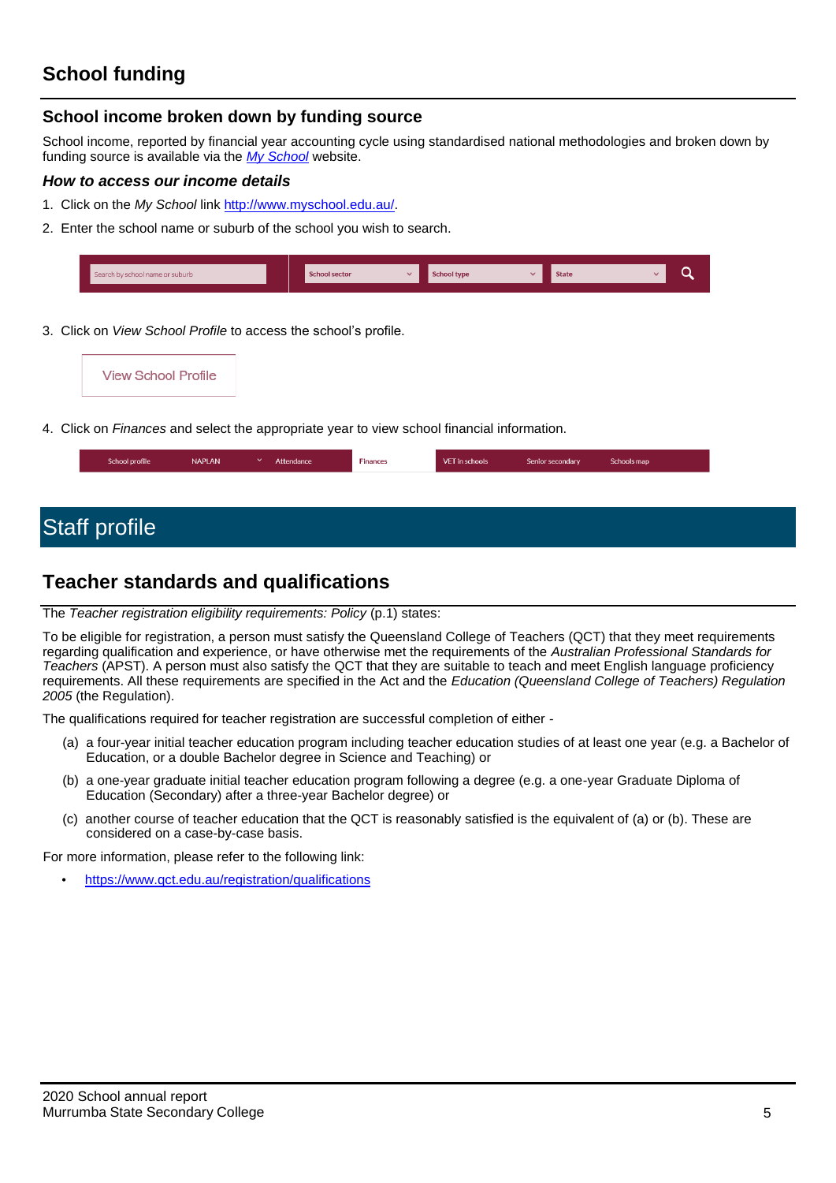# School funding

## School income broken down by funding source

School income, reported by financial year accounting cycle using standardised national methodologies and broken down by funding source is available via the [*My School*](http://www.myschool.edu.au/) website.

### *How to access our income details*

1. Click on the *My School* link [http://www.myschool.edu.au/](http://www.myschool.edu.au/).
2. Enter the school name or suburb of the school you wish to search.
3. Click on *View School Profile* to access the school's profile.
4. Click on *Finances* and select the appropriate year to view school financial information.

# Staff profile

## Teacher standards and qualifications

The *Teacher registration eligibility requirements: Policy* (p.1) states:

To be eligible for registration, a person must satisfy the Queensland College of Teachers (QCT) that they meet requirements regarding qualification and experience, or have otherwise met the requirements of the *Australian Professional Standards for Teachers* (APST). A person must also satisfy the QCT that they are suitable to teach and meet English language proficiency requirements. All these requirements are specified in the Act and the *Education (Queensland College of Teachers) Regulation 2005* (the Regulation).

The qualifications required for teacher registration are successful completion of either -

(a) a four-year initial teacher education program including teacher education studies of at least one year (e.g. a Bachelor of Education, or a double Bachelor degree in Science and Teaching) or

(b) a one-year graduate initial teacher education program following a degree (e.g. a one-year Graduate Diploma of Education (Secondary) after a three-year Bachelor degree) or

(c) another course of teacher education that the QCT is reasonably satisfied is the equivalent of (a) or (b). These are considered on a case-by-case basis.

For more information, please refer to the following link:

- [https://www.qct.edu.au/registration/qualifications](https://www.qct.edu.au/registration/qualifications)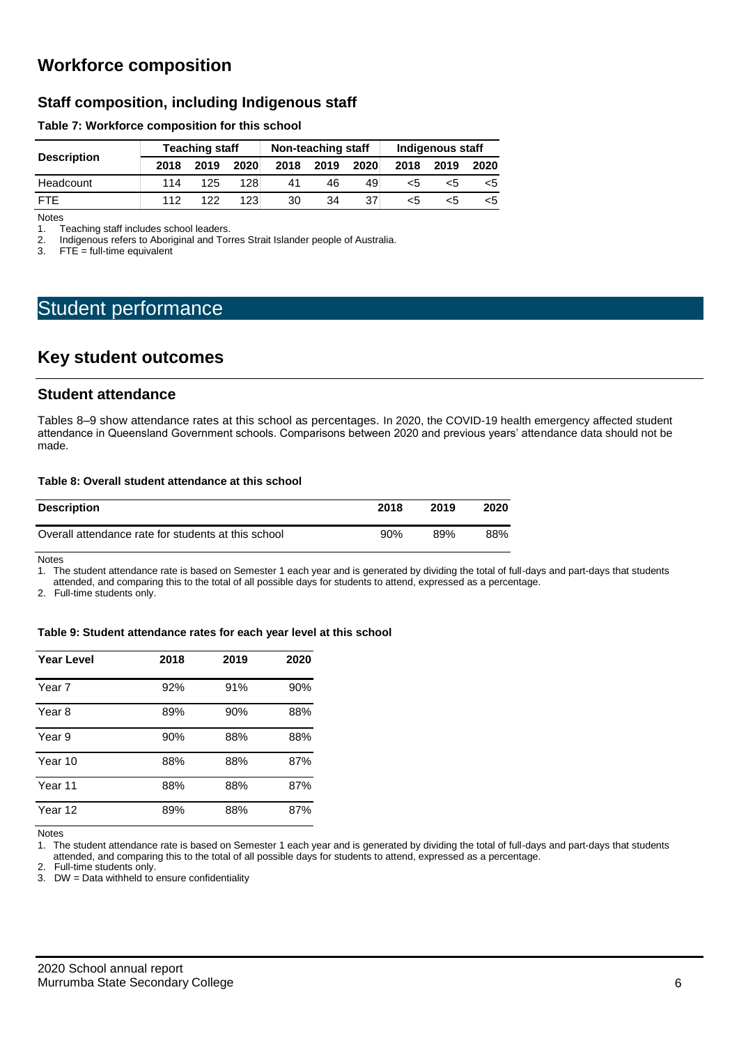# Workforce composition

## Staff composition, including Indigenous staff

**Table 7: Workforce composition for this school**

| Description | Teaching staff | | | Non-teaching staff | | | Indigenous staff | | |
|---|---|---|---|---|---|---|---|---|---|
| | 2018 | 2019 | 2020 | 2018 | 2019 | 2020 | 2018 | 2019 | 2020 |
| Headcount | 114 | 125 | 128 | 41 | 46 | 49 | <5 | <5 | <5 |
| FTE | 112 | 122 | 123 | 30 | 34 | 37 | <5 | <5 | <5 |

Notes

1. Teaching staff includes school leaders.
2. Indigenous refers to Aboriginal and Torres Strait Islander people of Australia.
3. FTE = full-time equivalent

# Student performance

# Key student outcomes

## Student attendance

Tables 8–9 show attendance rates at this school as percentages. In 2020, the COVID-19 health emergency affected student attendance in Queensland Government schools. Comparisons between 2020 and previous years' attendance data should not be made.

**Table 8: Overall student attendance at this school**

| Description | 2018 | 2019 | 2020 |
|---|---|---|---|
| Overall attendance rate for students at this school | 90% | 89% | 88% |

Notes

1. The student attendance rate is based on Semester 1 each year and is generated by dividing the total of full-days and part-days that students attended, and comparing this to the total of all possible days for students to attend, expressed as a percentage.
2. Full-time students only.

**Table 9: Student attendance rates for each year level at this school**

| Year Level | 2018 | 2019 | 2020 |
|---|---|---|---|
| Year 7 | 92% | 91% | 90% |
| Year 8 | 89% | 90% | 88% |
| Year 9 | 90% | 88% | 88% |
| Year 10 | 88% | 88% | 87% |
| Year 11 | 88% | 88% | 87% |
| Year 12 | 89% | 88% | 87% |

Notes

1. The student attendance rate is based on Semester 1 each year and is generated by dividing the total of full-days and part-days that students attended, and comparing this to the total of all possible days for students to attend, expressed as a percentage.
2. Full-time students only.
3. DW = Data withheld to ensure confidentiality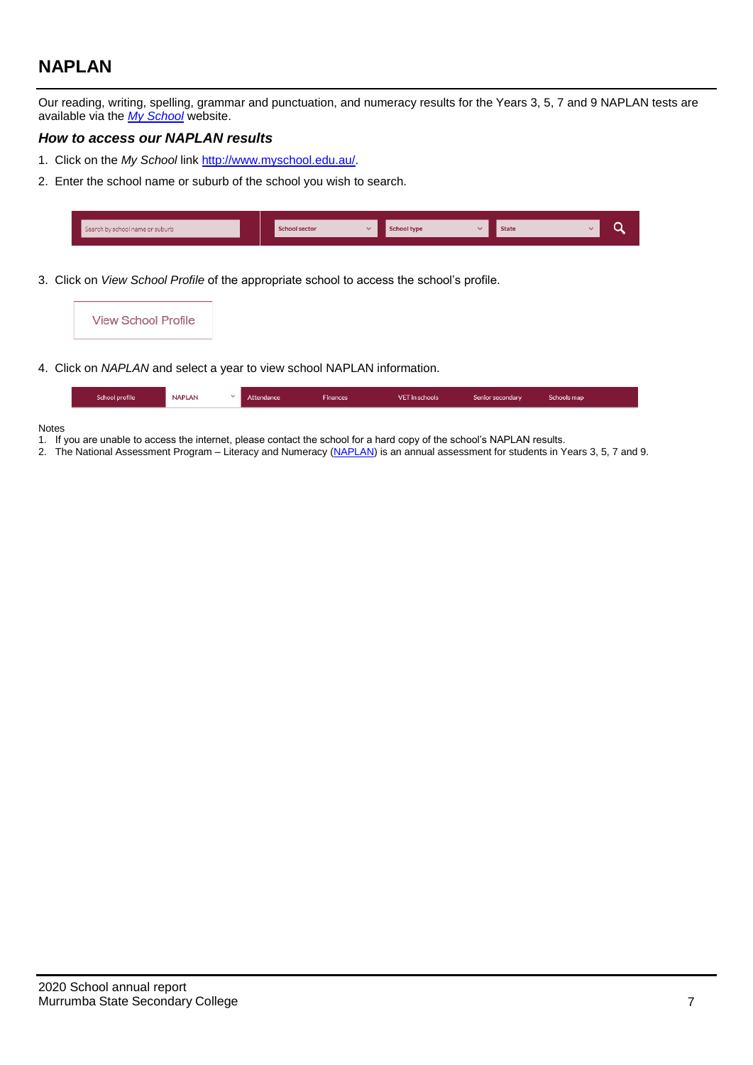# NAPLAN

Our reading, writing, spelling, grammar and punctuation, and numeracy results for the Years 3, 5, 7 and 9 NAPLAN tests are available via the *My School* website.

### *How to access our NAPLAN results*

1. Click on the *My School* link http://www.myschool.edu.au/.
2. Enter the school name or suburb of the school you wish to search.

Search by school name or suburb | School sector | School type | State

3. Click on *View School Profile* of the appropriate school to access the school's profile.

View School Profile

4. Click on *NAPLAN* and select a year to view school NAPLAN information.

School profile | NAPLAN | Attendance | Finances | VET in schools | Senior secondary | Schools map

Notes

1. If you are unable to access the internet, please contact the school for a hard copy of the school's NAPLAN results.
2. The National Assessment Program – Literacy and Numeracy (NAPLAN) is an annual assessment for students in Years 3, 5, 7 and 9.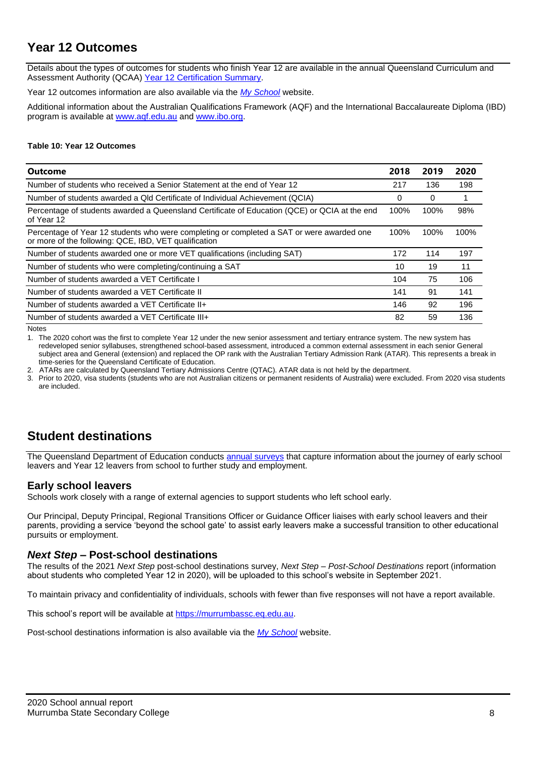## Year 12 Outcomes

Details about the types of outcomes for students who finish Year 12 are available in the annual Queensland Curriculum and Assessment Authority (QCAA) Year 12 Certification Summary.

Year 12 outcomes information are also available via the *My School* website.

Additional information about the Australian Qualifications Framework (AQF) and the International Baccalaureate Diploma (IBD) program is available at www.aqf.edu.au and www.ibo.org.

**Table 10: Year 12 Outcomes**

| Outcome | 2018 | 2019 | 2020 |
|---|---|---|---|
| Number of students who received a Senior Statement at the end of Year 12 | 217 | 136 | 198 |
| Number of students awarded a Qld Certificate of Individual Achievement (QCIA) | 0 | 0 | 1 |
| Percentage of students awarded a Queensland Certificate of Education (QCE) or QCIA at the end of Year 12 | 100% | 100% | 98% |
| Percentage of Year 12 students who were completing or completed a SAT or were awarded one or more of the following: QCE, IBD, VET qualification | 100% | 100% | 100% |
| Number of students awarded one or more VET qualifications (including SAT) | 172 | 114 | 197 |
| Number of students who were completing/continuing a SAT | 10 | 19 | 11 |
| Number of students awarded a VET Certificate I | 104 | 75 | 106 |
| Number of students awarded a VET Certificate II | 141 | 91 | 141 |
| Number of students awarded a VET Certificate II+ | 146 | 92 | 196 |
| Number of students awarded a VET Certificate III+ | 82 | 59 | 136 |

Notes

1. The 2020 cohort was the first to complete Year 12 under the new senior assessment and tertiary entrance system. The new system has redeveloped senior syllabuses, strengthened school-based assessment, introduced a common external assessment in each senior General subject area and General (extension) and replaced the OP rank with the Australian Tertiary Admission Rank (ATAR). This represents a break in time-series for the Queensland Certificate of Education.
2. ATARs are calculated by Queensland Tertiary Admissions Centre (QTAC). ATAR data is not held by the department.
3. Prior to 2020, visa students (students who are not Australian citizens or permanent residents of Australia) were excluded. From 2020 visa students are included.

## Student destinations

The Queensland Department of Education conducts annual surveys that capture information about the journey of early school leavers and Year 12 leavers from school to further study and employment.

### Early school leavers

Schools work closely with a range of external agencies to support students who left school early.

Our Principal, Deputy Principal, Regional Transitions Officer or Guidance Officer liaises with early school leavers and their parents, providing a service 'beyond the school gate' to assist early leavers make a successful transition to other educational pursuits or employment.

### *Next Step* – Post-school destinations

The results of the 2021 *Next Step* post-school destinations survey, *Next Step – Post-School Destinations* report (information about students who completed Year 12 in 2020), will be uploaded to this school's website in September 2021.

To maintain privacy and confidentiality of individuals, schools with fewer than five responses will not have a report available.

This school's report will be available at https://murrumbassc.eq.edu.au.

Post-school destinations information is also available via the *My School* website.